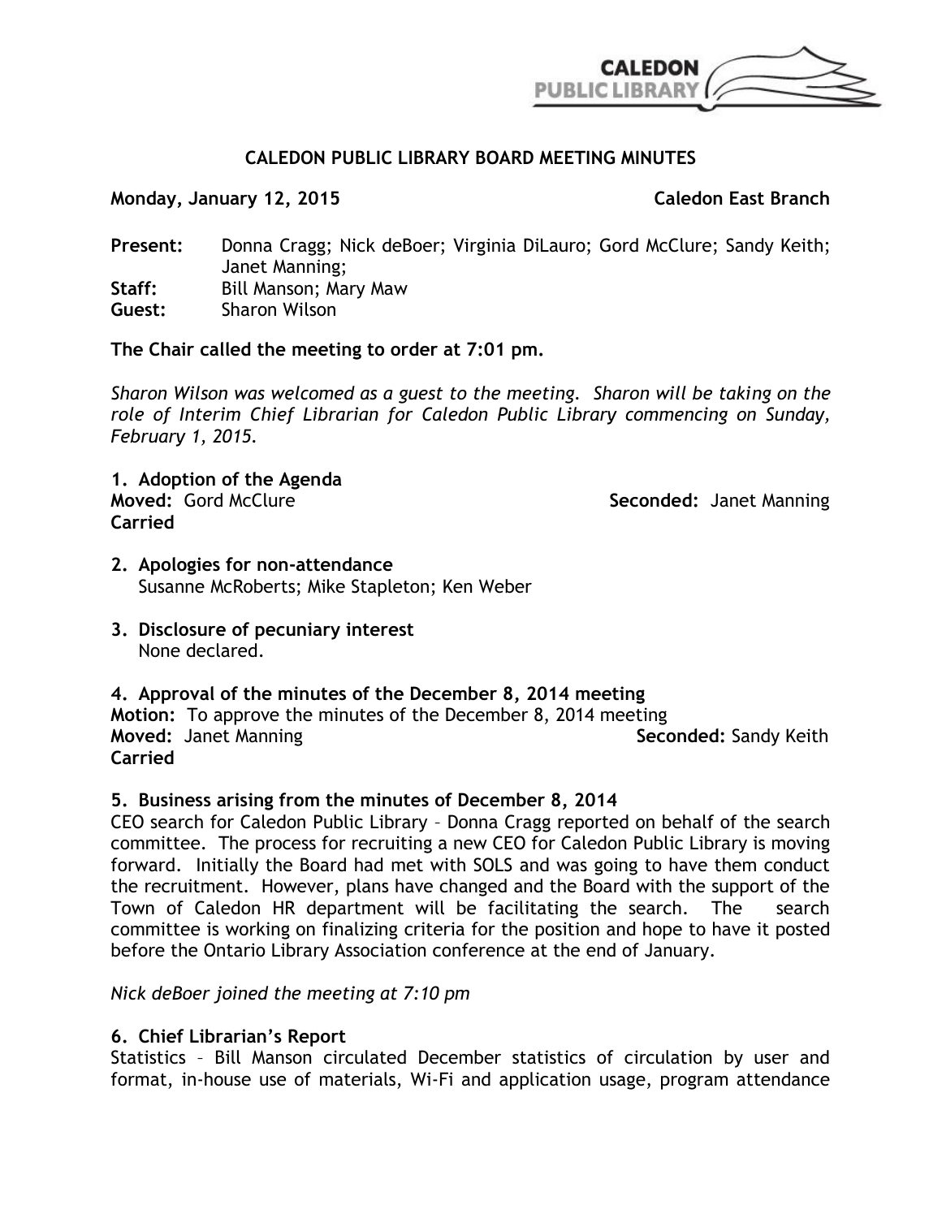# CALEDON PUBLIC LIBRARY BOARD MEETING MINUTES

**Monday, January 12, 2015** **Caledon East Branch**

**Present:** Donna Cragg; Nick deBoer; Virginia DiLauro; Gord McClure; Sandy Keith; Janet Manning;
**Staff:** Bill Manson; Mary Maw
**Guest:** Sharon Wilson

**The Chair called the meeting to order at 7:01 pm.**

*Sharon Wilson was welcomed as a guest to the meeting. Sharon will be taking on the role of Interim Chief Librarian for Caledon Public Library commencing on Sunday, February 1, 2015.*

**1. Adoption of the Agenda**
**Moved:** Gord McClure **Seconded:** Janet Manning
**Carried**

**2. Apologies for non-attendance**
Susanne McRoberts; Mike Stapleton; Ken Weber

**3. Disclosure of pecuniary interest**
None declared.

**4. Approval of the minutes of the December 8, 2014 meeting**
**Motion:** To approve the minutes of the December 8, 2014 meeting
**Moved:** Janet Manning **Seconded:** Sandy Keith
**Carried**

**5. Business arising from the minutes of December 8, 2014**
CEO search for Caledon Public Library – Donna Cragg reported on behalf of the search committee. The process for recruiting a new CEO for Caledon Public Library is moving forward. Initially the Board had met with SOLS and was going to have them conduct the recruitment. However, plans have changed and the Board with the support of the Town of Caledon HR department will be facilitating the search. The search committee is working on finalizing criteria for the position and hope to have it posted before the Ontario Library Association conference at the end of January.

*Nick deBoer joined the meeting at 7:10 pm*

**6. Chief Librarian's Report**
Statistics – Bill Manson circulated December statistics of circulation by user and format, in-house use of materials, Wi-Fi and application usage, program attendance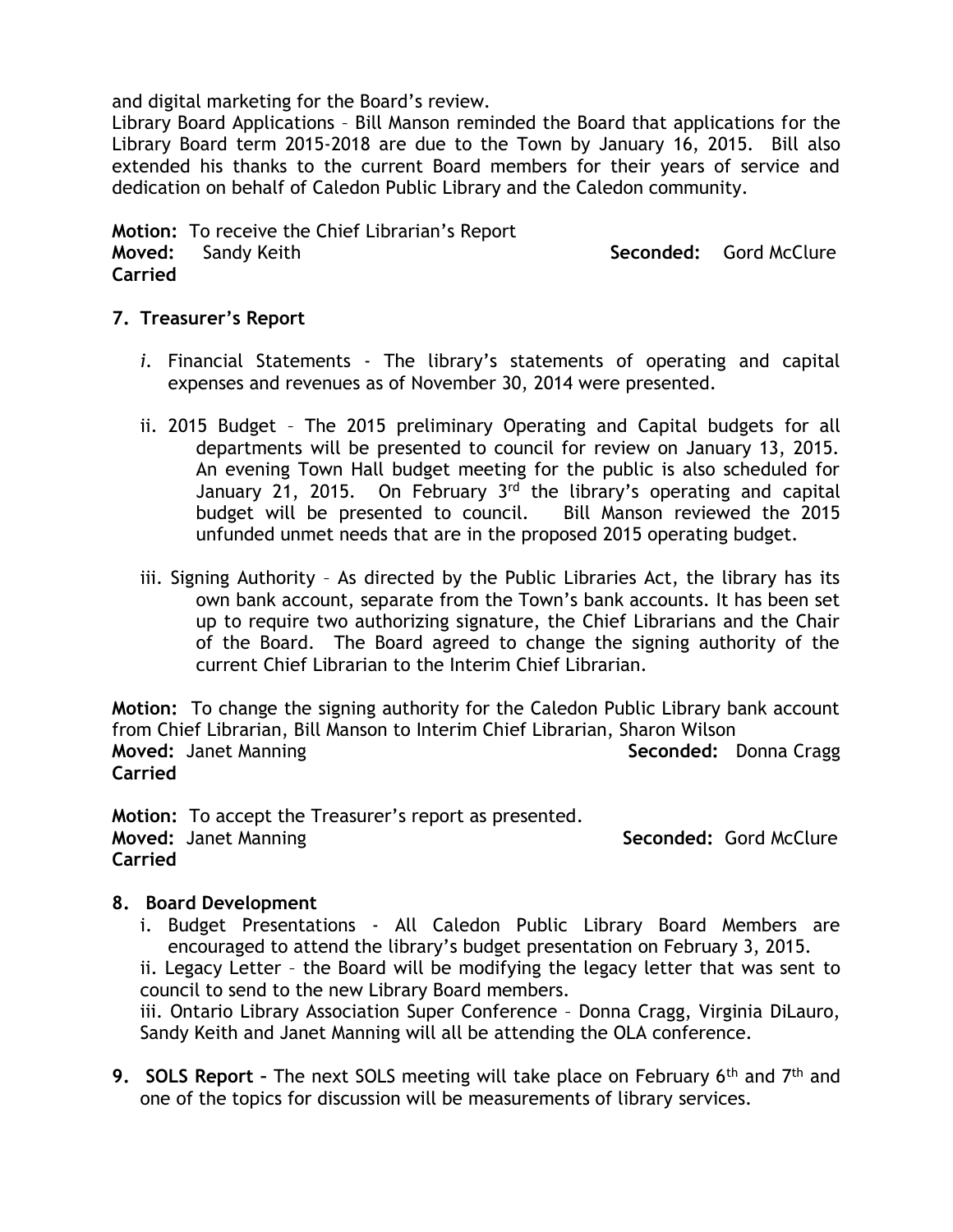and digital marketing for the Board's review.
Library Board Applications – Bill Manson reminded the Board that applications for the Library Board term 2015-2018 are due to the Town by January 16, 2015. Bill also extended his thanks to the current Board members for their years of service and dedication on behalf of Caledon Public Library and the Caledon community.

**Motion:** To receive the Chief Librarian's Report
**Moved:** Sandy Keith **Seconded:** Gord McClure
**Carried**

**7. Treasurer's Report**

*i.* Financial Statements - The library's statements of operating and capital expenses and revenues as of November 30, 2014 were presented.

ii. 2015 Budget – The 2015 preliminary Operating and Capital budgets for all departments will be presented to council for review on January 13, 2015. An evening Town Hall budget meeting for the public is also scheduled for January 21, 2015. On February 3rd the library's operating and capital budget will be presented to council. Bill Manson reviewed the 2015 unfunded unmet needs that are in the proposed 2015 operating budget.

iii. Signing Authority – As directed by the Public Libraries Act, the library has its own bank account, separate from the Town's bank accounts. It has been set up to require two authorizing signature, the Chief Librarians and the Chair of the Board. The Board agreed to change the signing authority of the current Chief Librarian to the Interim Chief Librarian.

**Motion:** To change the signing authority for the Caledon Public Library bank account from Chief Librarian, Bill Manson to Interim Chief Librarian, Sharon Wilson
**Moved:** Janet Manning **Seconded:** Donna Cragg
**Carried**

**Motion:** To accept the Treasurer's report as presented.
**Moved:** Janet Manning **Seconded:** Gord McClure
**Carried**

**8. Board Development**

i. Budget Presentations - All Caledon Public Library Board Members are encouraged to attend the library's budget presentation on February 3, 2015.
ii. Legacy Letter – the Board will be modifying the legacy letter that was sent to council to send to the new Library Board members.
iii. Ontario Library Association Super Conference – Donna Cragg, Virginia DiLauro, Sandy Keith and Janet Manning will all be attending the OLA conference.

**9. SOLS Report –** The next SOLS meeting will take place on February 6th and 7th and one of the topics for discussion will be measurements of library services.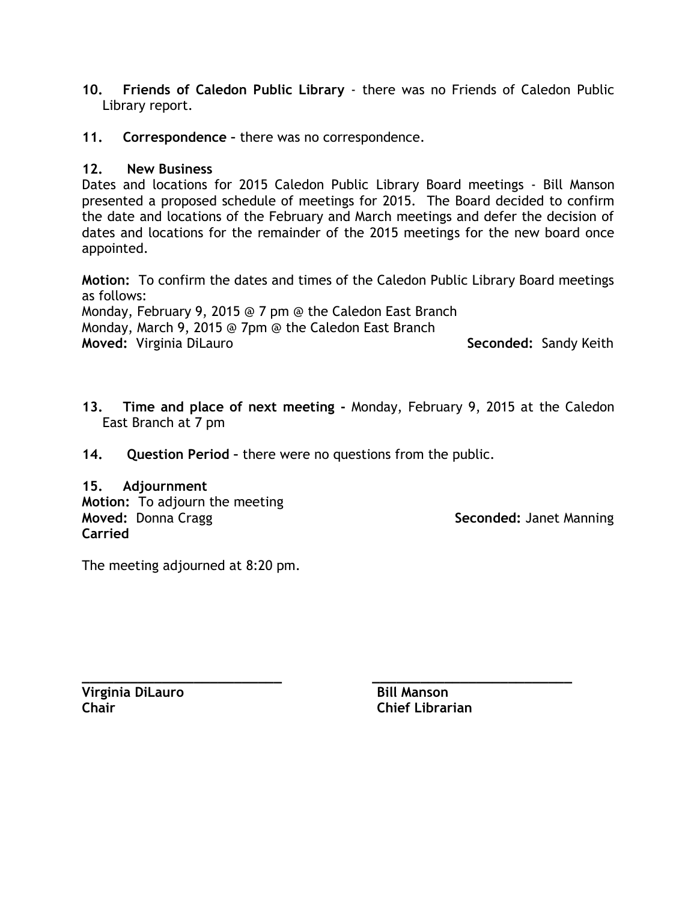**10. Friends of Caledon Public Library** - there was no Friends of Caledon Public Library report.

**11. Correspondence –** there was no correspondence.

**12. New Business**

Dates and locations for 2015 Caledon Public Library Board meetings - Bill Manson presented a proposed schedule of meetings for 2015. The Board decided to confirm the date and locations of the February and March meetings and defer the decision of dates and locations for the remainder of the 2015 meetings for the new board once appointed.

**Motion:** To confirm the dates and times of the Caledon Public Library Board meetings as follows:
Monday, February 9, 2015 @ 7 pm @ the Caledon East Branch
Monday, March 9, 2015 @ 7pm @ the Caledon East Branch
**Moved:** Virginia DiLauro **Seconded:** Sandy Keith

**13. Time and place of next meeting -** Monday, February 9, 2015 at the Caledon East Branch at 7 pm

**14. Question Period –** there were no questions from the public.

**15. Adjournment**

**Motion:** To adjourn the meeting
**Moved:** Donna Cragg **Seconded:** Janet Manning
**Carried**

The meeting adjourned at 8:20 pm.

____________________________

**Virginia DiLauro**
**Chair**

____________________________

**Bill Manson**
**Chief Librarian**